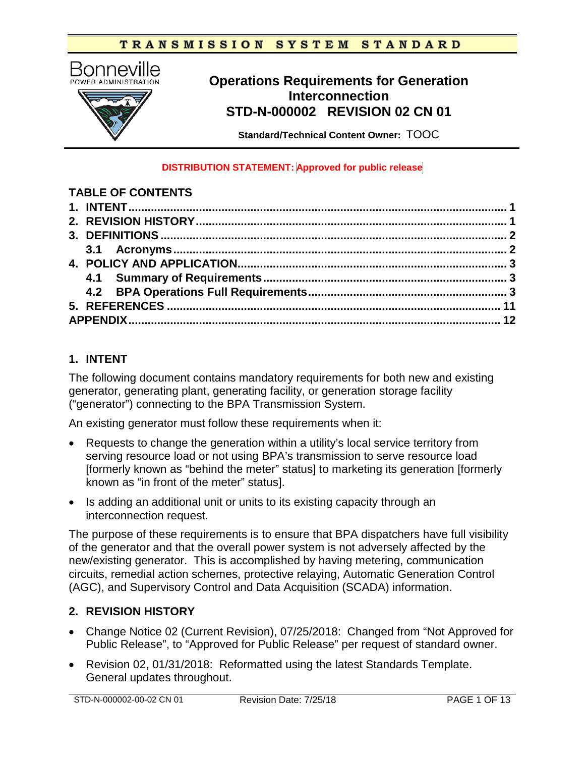TRANSMISSION SYSTEM STANDARD

Bonneville POWER ADMINISTRATION

# Operations Requirements for Generation Interconnection STD-N-000002 REVISION 02 CN 01

**Standard/Technical Content Owner:** TOOC

**DISTRIBUTION STATEMENT: Approved for public release**

## TABLE OF CONTENTS

**1. INTENT** .......... 1
**2. REVISION HISTORY** .......... 1
**3. DEFINITIONS** .......... 2
  **3.1 Acronyms** .......... 2
**4. POLICY AND APPLICATION** .......... 3
  **4.1 Summary of Requirements** .......... 3
  **4.2 BPA Operations Full Requirements** .......... 3
**5. REFERENCES** .......... 11
**APPENDIX** .......... 12

## 1. INTENT

The following document contains mandatory requirements for both new and existing generator, generating plant, generating facility, or generation storage facility ("generator") connecting to the BPA Transmission System.

An existing generator must follow these requirements when it:

- Requests to change the generation within a utility's local service territory from serving resource load or not using BPA's transmission to serve resource load [formerly known as "behind the meter" status] to marketing its generation [formerly known as "in front of the meter" status].
- Is adding an additional unit or units to its existing capacity through an interconnection request.

The purpose of these requirements is to ensure that BPA dispatchers have full visibility of the generator and that the overall power system is not adversely affected by the new/existing generator. This is accomplished by having metering, communication circuits, remedial action schemes, protective relaying, Automatic Generation Control (AGC), and Supervisory Control and Data Acquisition (SCADA) information.

## 2. REVISION HISTORY

- Change Notice 02 (Current Revision), 07/25/2018: Changed from "Not Approved for Public Release", to "Approved for Public Release" per request of standard owner.
- Revision 02, 01/31/2018: Reformatted using the latest Standards Template. General updates throughout.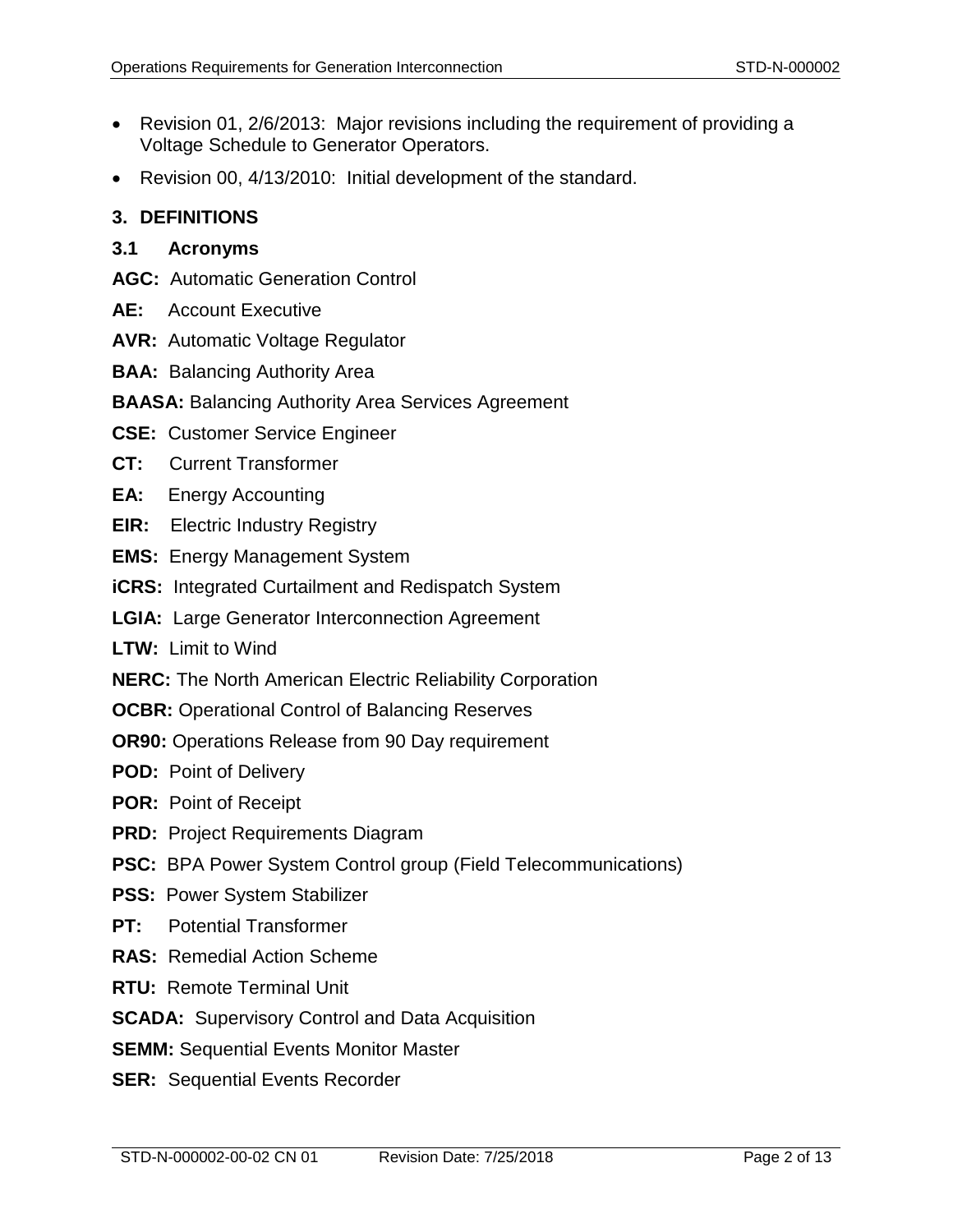- Revision 01, 2/6/2013: Major revisions including the requirement of providing a Voltage Schedule to Generator Operators.
- Revision 00, 4/13/2010: Initial development of the standard.

## 3. DEFINITIONS

### 3.1 Acronyms

**AGC:** Automatic Generation Control

**AE:** Account Executive

**AVR:** Automatic Voltage Regulator

**BAA:** Balancing Authority Area

**BAASA:** Balancing Authority Area Services Agreement

**CSE:** Customer Service Engineer

**CT:** Current Transformer

**EA:** Energy Accounting

**EIR:** Electric Industry Registry

**EMS:** Energy Management System

**iCRS:** Integrated Curtailment and Redispatch System

**LGIA:** Large Generator Interconnection Agreement

**LTW:** Limit to Wind

**NERC:** The North American Electric Reliability Corporation

**OCBR:** Operational Control of Balancing Reserves

**OR90:** Operations Release from 90 Day requirement

**POD:** Point of Delivery

**POR:** Point of Receipt

**PRD:** Project Requirements Diagram

**PSC:** BPA Power System Control group (Field Telecommunications)

**PSS:** Power System Stabilizer

**PT:** Potential Transformer

**RAS:** Remedial Action Scheme

**RTU:** Remote Terminal Unit

**SCADA:** Supervisory Control and Data Acquisition

**SEMM:** Sequential Events Monitor Master

**SER:** Sequential Events Recorder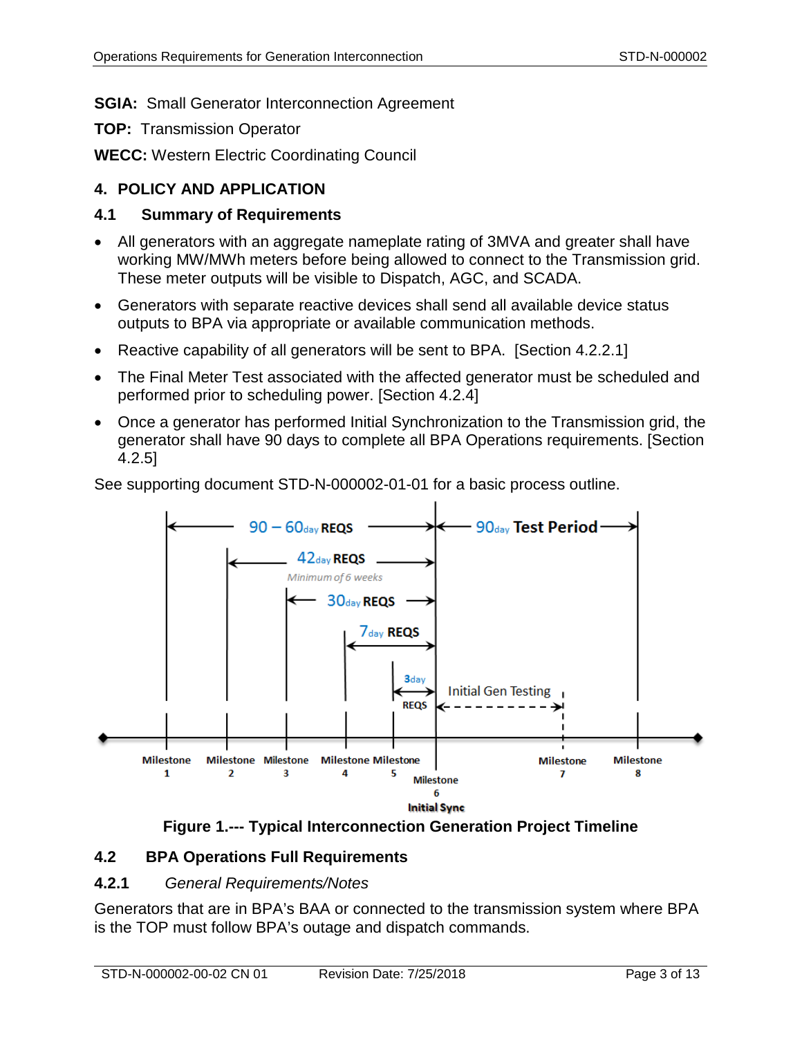**SGIA:** Small Generator Interconnection Agreement

**TOP:** Transmission Operator

**WECC:** Western Electric Coordinating Council

## 4. POLICY AND APPLICATION

### 4.1 Summary of Requirements

- All generators with an aggregate nameplate rating of 3MVA and greater shall have working MW/MWh meters before being allowed to connect to the Transmission grid. These meter outputs will be visible to Dispatch, AGC, and SCADA.
- Generators with separate reactive devices shall send all available device status outputs to BPA via appropriate or available communication methods.
- Reactive capability of all generators will be sent to BPA. [Section 4.2.2.1]
- The Final Meter Test associated with the affected generator must be scheduled and performed prior to scheduling power. [Section 4.2.4]
- Once a generator has performed Initial Synchronization to the Transmission grid, the generator shall have 90 days to complete all BPA Operations requirements. [Section 4.2.5]

See supporting document STD-N-000002-01-01 for a basic process outline.

**Figure 1.--- Typical Interconnection Generation Project Timeline**

### 4.2 BPA Operations Full Requirements

#### 4.2.1 *General Requirements/Notes*

Generators that are in BPA's BAA or connected to the transmission system where BPA is the TOP must follow BPA's outage and dispatch commands.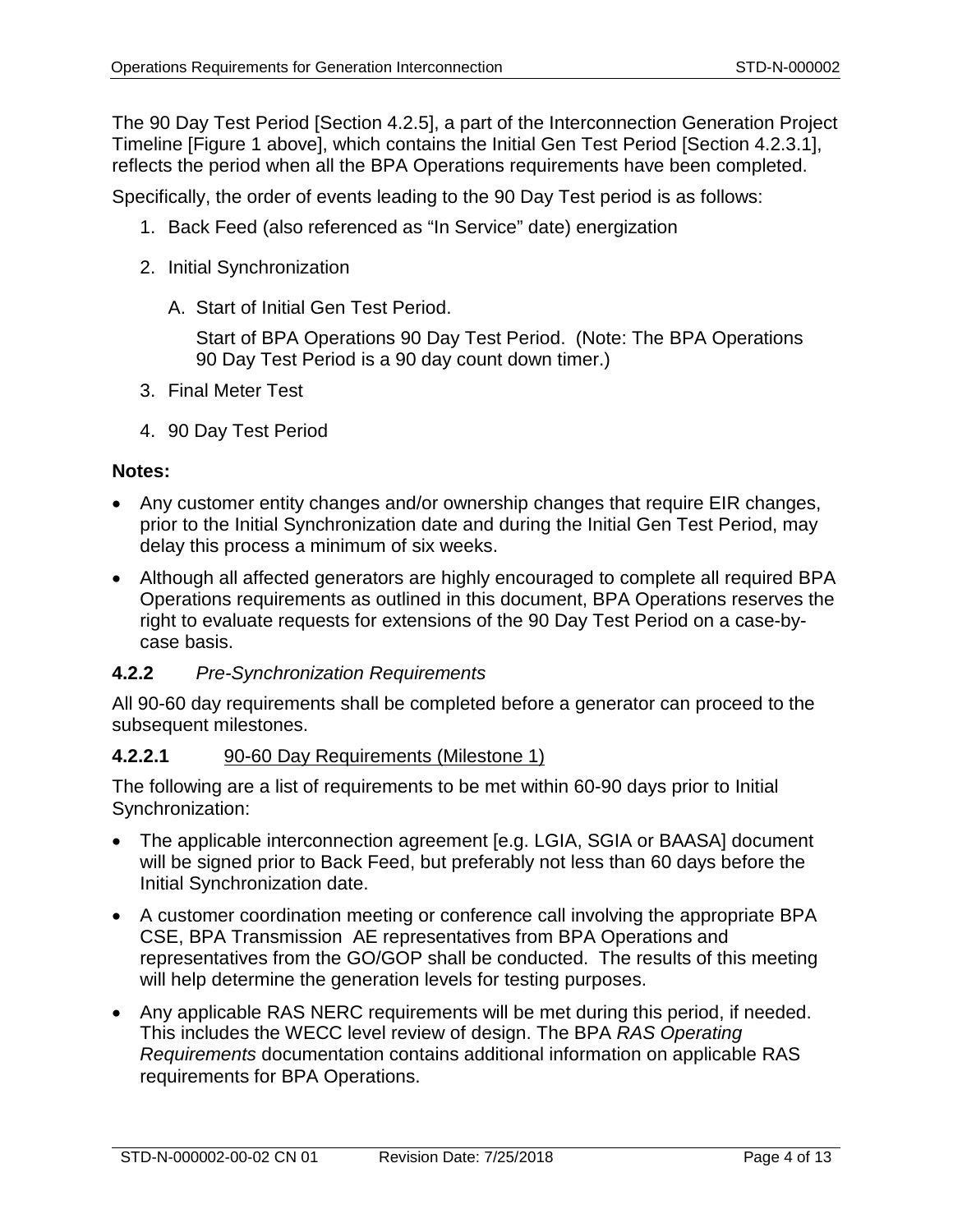The 90 Day Test Period [Section 4.2.5], a part of the Interconnection Generation Project Timeline [Figure 1 above], which contains the Initial Gen Test Period [Section 4.2.3.1], reflects the period when all the BPA Operations requirements have been completed.

Specifically, the order of events leading to the 90 Day Test period is as follows:

1. Back Feed (also referenced as “In Service” date) energization
2. Initial Synchronization
   A. Start of Initial Gen Test Period.

      Start of BPA Operations 90 Day Test Period. (Note: The BPA Operations 90 Day Test Period is a 90 day count down timer.)
3. Final Meter Test
4. 90 Day Test Period

**Notes:**

- Any customer entity changes and/or ownership changes that require EIR changes, prior to the Initial Synchronization date and during the Initial Gen Test Period, may delay this process a minimum of six weeks.
- Although all affected generators are highly encouraged to complete all required BPA Operations requirements as outlined in this document, BPA Operations reserves the right to evaluate requests for extensions of the 90 Day Test Period on a case-by-case basis.

### 4.2.2 *Pre-Synchronization Requirements*

All 90-60 day requirements shall be completed before a generator can proceed to the subsequent milestones.

#### 4.2.2.1 90-60 Day Requirements (Milestone 1)

The following are a list of requirements to be met within 60-90 days prior to Initial Synchronization:

- The applicable interconnection agreement [e.g. LGIA, SGIA or BAASA] document will be signed prior to Back Feed, but preferably not less than 60 days before the Initial Synchronization date.
- A customer coordination meeting or conference call involving the appropriate BPA CSE, BPA Transmission AE representatives from BPA Operations and representatives from the GO/GOP shall be conducted. The results of this meeting will help determine the generation levels for testing purposes.
- Any applicable RAS NERC requirements will be met during this period, if needed. This includes the WECC level review of design. The BPA *RAS Operating Requirements* documentation contains additional information on applicable RAS requirements for BPA Operations.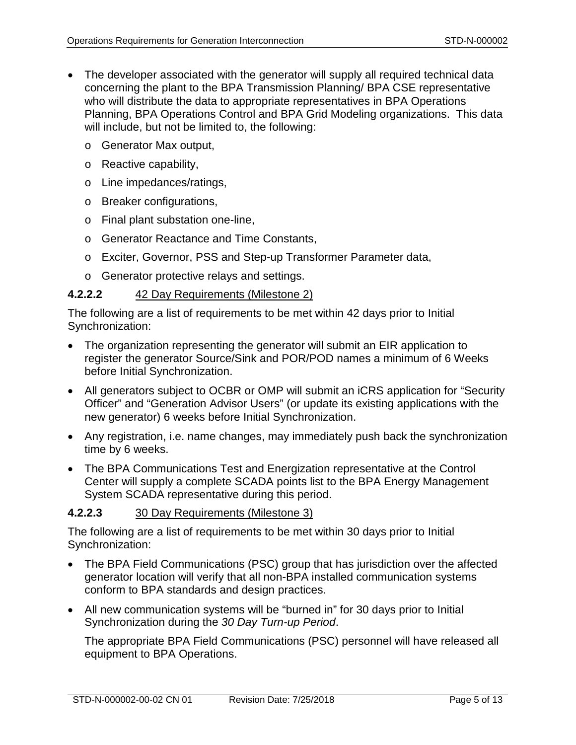- The developer associated with the generator will supply all required technical data concerning the plant to the BPA Transmission Planning/ BPA CSE representative who will distribute the data to appropriate representatives in BPA Operations Planning, BPA Operations Control and BPA Grid Modeling organizations. This data will include, but not be limited to, the following:
  - Generator Max output,
  - Reactive capability,
  - Line impedances/ratings,
  - Breaker configurations,
  - Final plant substation one-line,
  - Generator Reactance and Time Constants,
  - Exciter, Governor, PSS and Step-up Transformer Parameter data,
  - Generator protective relays and settings.

#### 4.2.2.2 42 Day Requirements (Milestone 2)

The following are a list of requirements to be met within 42 days prior to Initial Synchronization:

- The organization representing the generator will submit an EIR application to register the generator Source/Sink and POR/POD names a minimum of 6 Weeks before Initial Synchronization.
- All generators subject to OCBR or OMP will submit an iCRS application for "Security Officer" and "Generation Advisor Users" (or update its existing applications with the new generator) 6 weeks before Initial Synchronization.
- Any registration, i.e. name changes, may immediately push back the synchronization time by 6 weeks.
- The BPA Communications Test and Energization representative at the Control Center will supply a complete SCADA points list to the BPA Energy Management System SCADA representative during this period.

#### 4.2.2.3 30 Day Requirements (Milestone 3)

The following are a list of requirements to be met within 30 days prior to Initial Synchronization:

- The BPA Field Communications (PSC) group that has jurisdiction over the affected generator location will verify that all non-BPA installed communication systems conform to BPA standards and design practices.
- All new communication systems will be "burned in" for 30 days prior to Initial Synchronization during the *30 Day Turn-up Period*.

  The appropriate BPA Field Communications (PSC) personnel will have released all equipment to BPA Operations.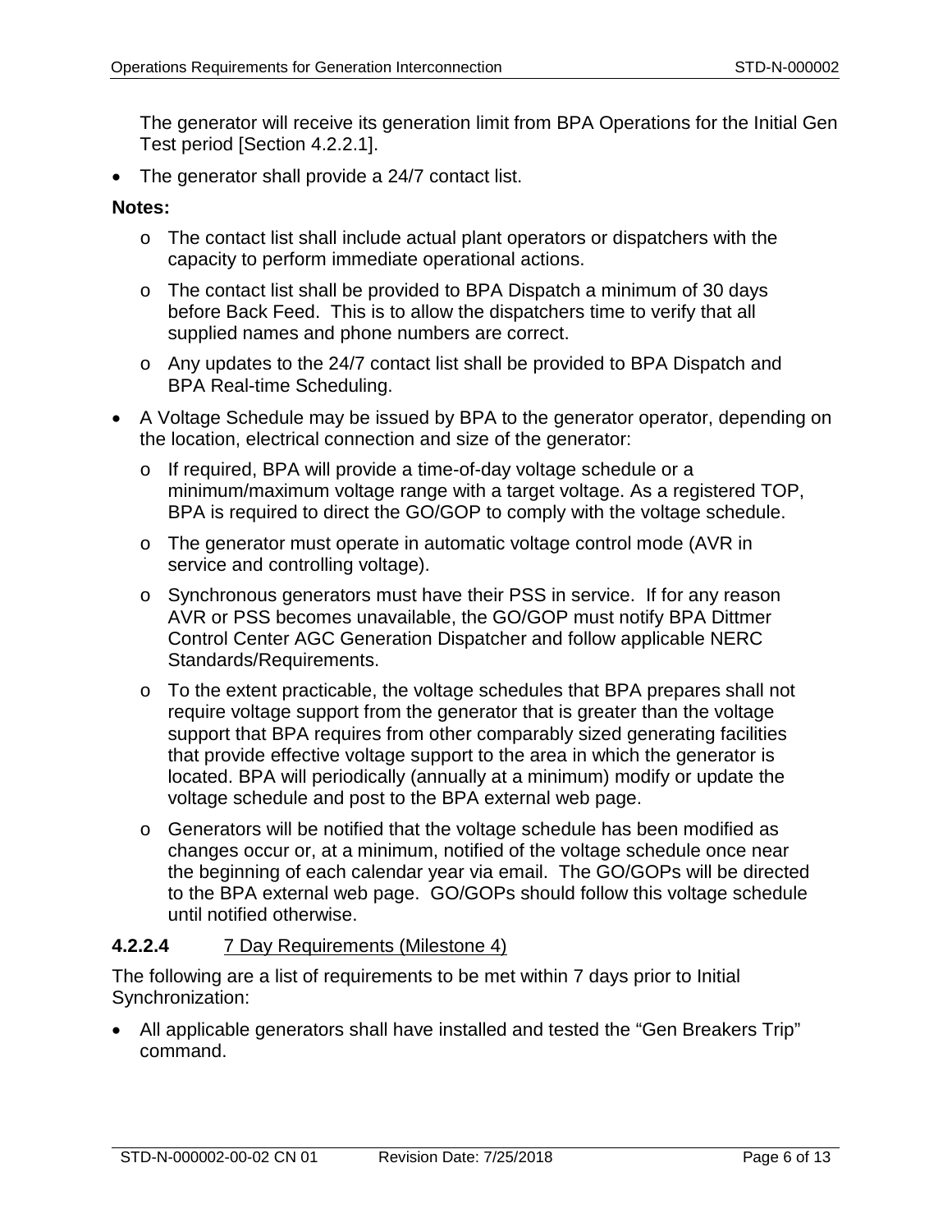The generator will receive its generation limit from BPA Operations for the Initial Gen Test period [Section 4.2.2.1].

- The generator shall provide a 24/7 contact list.

**Notes:**

  - The contact list shall include actual plant operators or dispatchers with the capacity to perform immediate operational actions.
  - The contact list shall be provided to BPA Dispatch a minimum of 30 days before Back Feed. This is to allow the dispatchers time to verify that all supplied names and phone numbers are correct.
  - Any updates to the 24/7 contact list shall be provided to BPA Dispatch and BPA Real-time Scheduling.

- A Voltage Schedule may be issued by BPA to the generator operator, depending on the location, electrical connection and size of the generator:
  - If required, BPA will provide a time-of-day voltage schedule or a minimum/maximum voltage range with a target voltage. As a registered TOP, BPA is required to direct the GO/GOP to comply with the voltage schedule.
  - The generator must operate in automatic voltage control mode (AVR in service and controlling voltage).
  - Synchronous generators must have their PSS in service. If for any reason AVR or PSS becomes unavailable, the GO/GOP must notify BPA Dittmer Control Center AGC Generation Dispatcher and follow applicable NERC Standards/Requirements.
  - To the extent practicable, the voltage schedules that BPA prepares shall not require voltage support from the generator that is greater than the voltage support that BPA requires from other comparably sized generating facilities that provide effective voltage support to the area in which the generator is located. BPA will periodically (annually at a minimum) modify or update the voltage schedule and post to the BPA external web page.
  - Generators will be notified that the voltage schedule has been modified as changes occur or, at a minimum, notified of the voltage schedule once near the beginning of each calendar year via email. The GO/GOPs will be directed to the BPA external web page. GO/GOPs should follow this voltage schedule until notified otherwise.

#### 4.2.2.4 7 Day Requirements (Milestone 4)

The following are a list of requirements to be met within 7 days prior to Initial Synchronization:

- All applicable generators shall have installed and tested the “Gen Breakers Trip” command.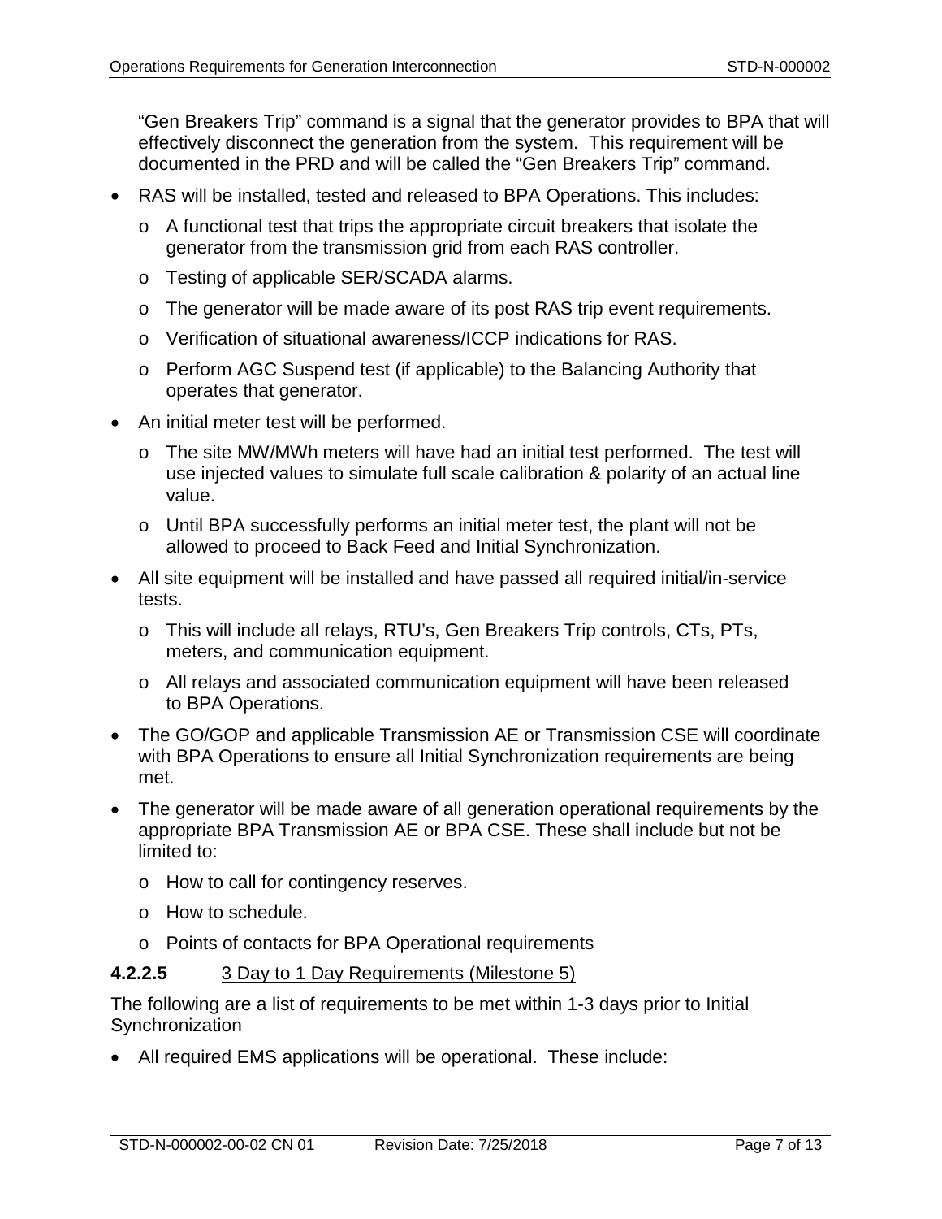"Gen Breakers Trip" command is a signal that the generator provides to BPA that will effectively disconnect the generation from the system. This requirement will be documented in the PRD and will be called the "Gen Breakers Trip" command.

- RAS will be installed, tested and released to BPA Operations. This includes:
  - A functional test that trips the appropriate circuit breakers that isolate the generator from the transmission grid from each RAS controller.
  - Testing of applicable SER/SCADA alarms.
  - The generator will be made aware of its post RAS trip event requirements.
  - Verification of situational awareness/ICCP indications for RAS.
  - Perform AGC Suspend test (if applicable) to the Balancing Authority that operates that generator.
- An initial meter test will be performed.
  - The site MW/MWh meters will have had an initial test performed. The test will use injected values to simulate full scale calibration & polarity of an actual line value.
  - Until BPA successfully performs an initial meter test, the plant will not be allowed to proceed to Back Feed and Initial Synchronization.
- All site equipment will be installed and have passed all required initial/in-service tests.
  - This will include all relays, RTU's, Gen Breakers Trip controls, CTs, PTs, meters, and communication equipment.
  - All relays and associated communication equipment will have been released to BPA Operations.
- The GO/GOP and applicable Transmission AE or Transmission CSE will coordinate with BPA Operations to ensure all Initial Synchronization requirements are being met.
- The generator will be made aware of all generation operational requirements by the appropriate BPA Transmission AE or BPA CSE. These shall include but not be limited to:
  - How to call for contingency reserves.
  - How to schedule.
  - Points of contacts for BPA Operational requirements

#### 4.2.2.5 3 Day to 1 Day Requirements (Milestone 5)

The following are a list of requirements to be met within 1-3 days prior to Initial Synchronization

- All required EMS applications will be operational. These include: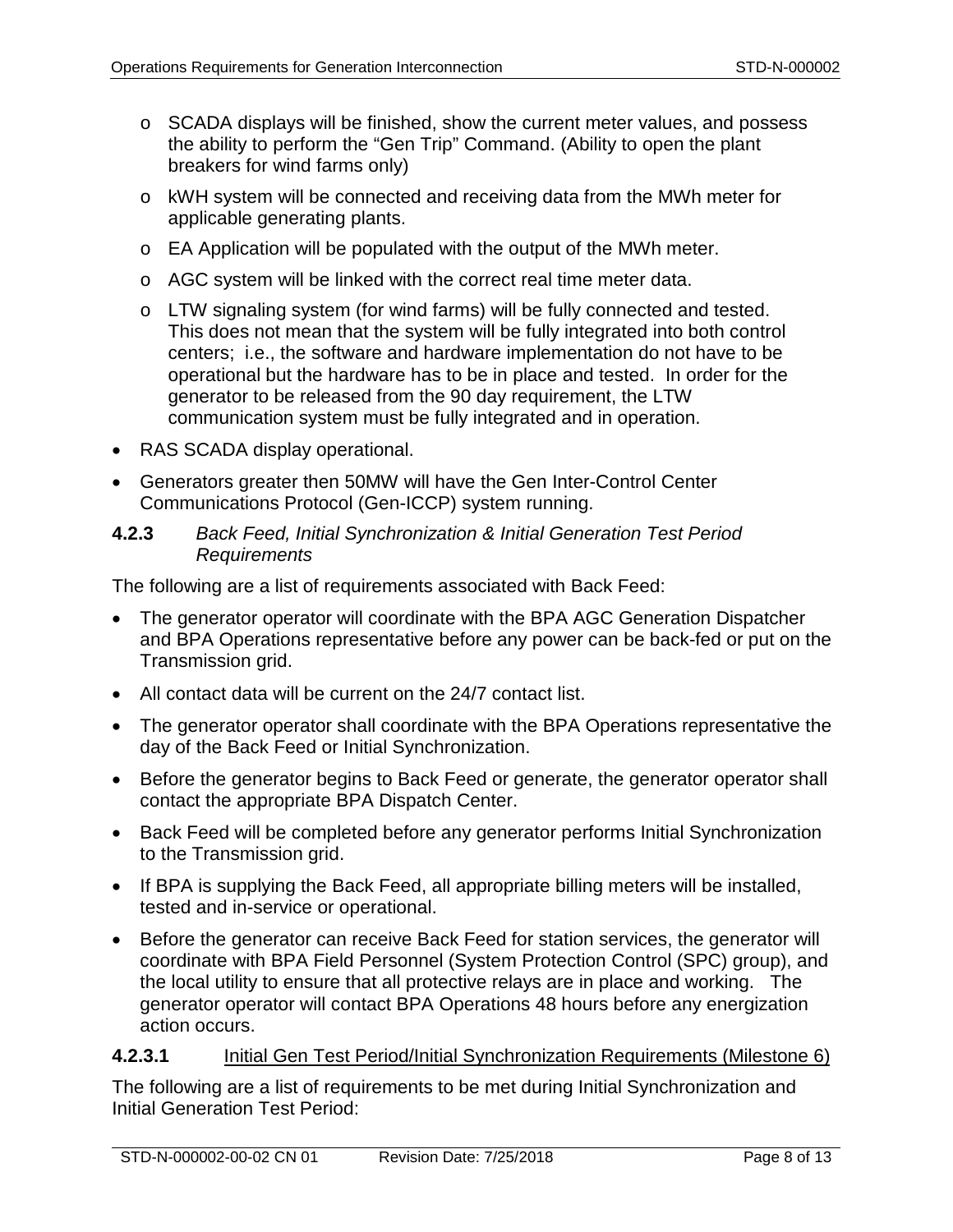- SCADA displays will be finished, show the current meter values, and possess the ability to perform the "Gen Trip" Command. (Ability to open the plant breakers for wind farms only)
  - kWH system will be connected and receiving data from the MWh meter for applicable generating plants.
  - EA Application will be populated with the output of the MWh meter.
  - AGC system will be linked with the correct real time meter data.
  - LTW signaling system (for wind farms) will be fully connected and tested. This does not mean that the system will be fully integrated into both control centers; i.e., the software and hardware implementation do not have to be operational but the hardware has to be in place and tested. In order for the generator to be released from the 90 day requirement, the LTW communication system must be fully integrated and in operation.
- RAS SCADA display operational.
- Generators greater then 50MW will have the Gen Inter-Control Center Communications Protocol (Gen-ICCP) system running.

#### 4.2.3 *Back Feed, Initial Synchronization & Initial Generation Test Period Requirements*

The following are a list of requirements associated with Back Feed:

- The generator operator will coordinate with the BPA AGC Generation Dispatcher and BPA Operations representative before any power can be back-fed or put on the Transmission grid.
- All contact data will be current on the 24/7 contact list.
- The generator operator shall coordinate with the BPA Operations representative the day of the Back Feed or Initial Synchronization.
- Before the generator begins to Back Feed or generate, the generator operator shall contact the appropriate BPA Dispatch Center.
- Back Feed will be completed before any generator performs Initial Synchronization to the Transmission grid.
- If BPA is supplying the Back Feed, all appropriate billing meters will be installed, tested and in-service or operational.
- Before the generator can receive Back Feed for station services, the generator will coordinate with BPA Field Personnel (System Protection Control (SPC) group), and the local utility to ensure that all protective relays are in place and working. The generator operator will contact BPA Operations 48 hours before any energization action occurs.

##### 4.2.3.1 Initial Gen Test Period/Initial Synchronization Requirements (Milestone 6)

The following are a list of requirements to be met during Initial Synchronization and Initial Generation Test Period: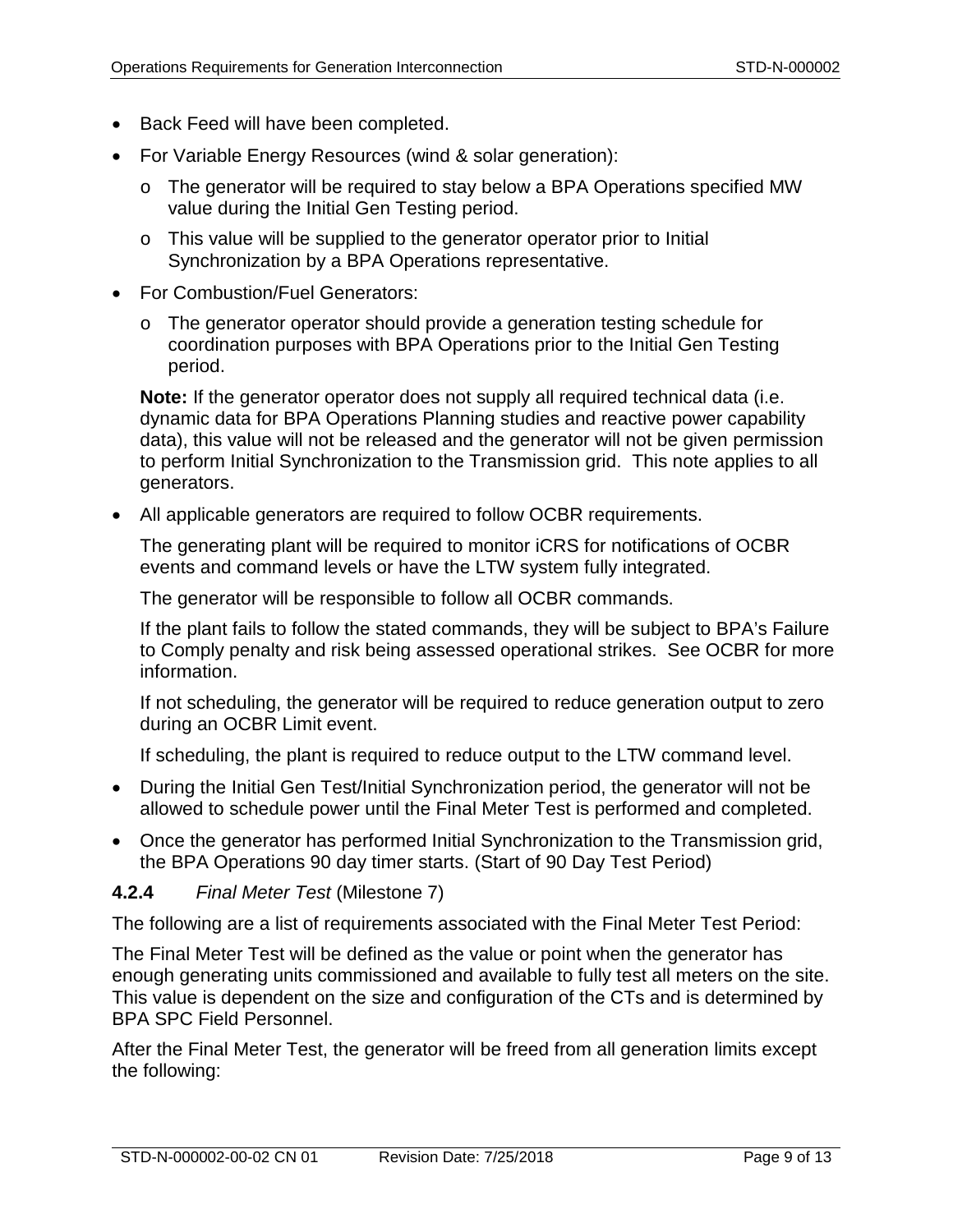- Back Feed will have been completed.
- For Variable Energy Resources (wind & solar generation):
  - o The generator will be required to stay below a BPA Operations specified MW value during the Initial Gen Testing period.
  - o This value will be supplied to the generator operator prior to Initial Synchronization by a BPA Operations representative.
- For Combustion/Fuel Generators:
  - o The generator operator should provide a generation testing schedule for coordination purposes with BPA Operations prior to the Initial Gen Testing period.

  **Note:** If the generator operator does not supply all required technical data (i.e. dynamic data for BPA Operations Planning studies and reactive power capability data), this value will not be released and the generator will not be given permission to perform Initial Synchronization to the Transmission grid. This note applies to all generators.

- All applicable generators are required to follow OCBR requirements.

  The generating plant will be required to monitor iCRS for notifications of OCBR events and command levels or have the LTW system fully integrated.

  The generator will be responsible to follow all OCBR commands.

  If the plant fails to follow the stated commands, they will be subject to BPA's Failure to Comply penalty and risk being assessed operational strikes. See OCBR for more information.

  If not scheduling, the generator will be required to reduce generation output to zero during an OCBR Limit event.

  If scheduling, the plant is required to reduce output to the LTW command level.

- During the Initial Gen Test/Initial Synchronization period, the generator will not be allowed to schedule power until the Final Meter Test is performed and completed.
- Once the generator has performed Initial Synchronization to the Transmission grid, the BPA Operations 90 day timer starts. (Start of 90 Day Test Period)

### 4.2.4 *Final Meter Test* (Milestone 7)

The following are a list of requirements associated with the Final Meter Test Period:

The Final Meter Test will be defined as the value or point when the generator has enough generating units commissioned and available to fully test all meters on the site. This value is dependent on the size and configuration of the CTs and is determined by BPA SPC Field Personnel.

After the Final Meter Test, the generator will be freed from all generation limits except the following: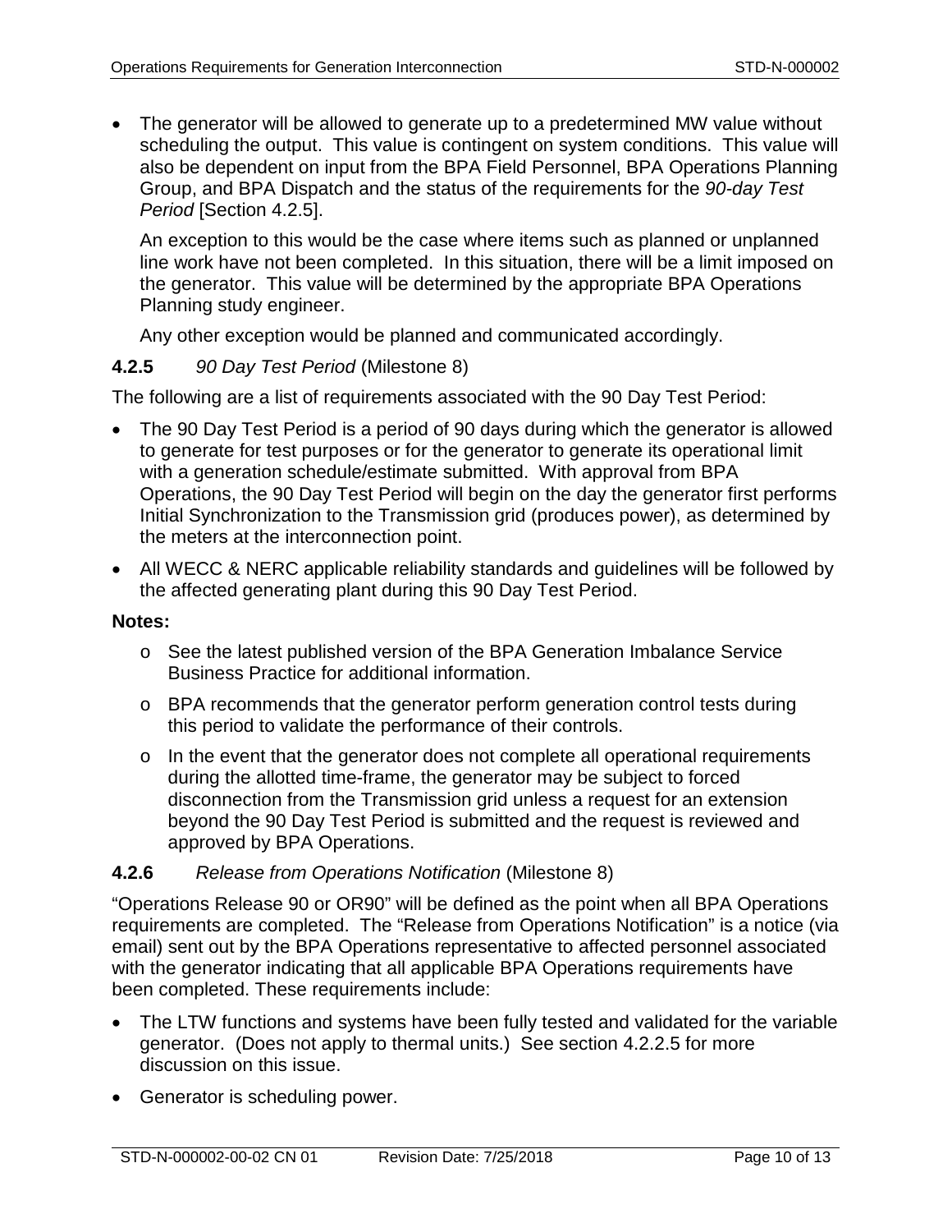- The generator will be allowed to generate up to a predetermined MW value without scheduling the output. This value is contingent on system conditions. This value will also be dependent on input from the BPA Field Personnel, BPA Operations Planning Group, and BPA Dispatch and the status of the requirements for the *90-day Test Period* [Section 4.2.5].

  An exception to this would be the case where items such as planned or unplanned line work have not been completed. In this situation, there will be a limit imposed on the generator. This value will be determined by the appropriate BPA Operations Planning study engineer.

  Any other exception would be planned and communicated accordingly.

#### **4.2.5** *90 Day Test Period* (Milestone 8)

The following are a list of requirements associated with the 90 Day Test Period:

- The 90 Day Test Period is a period of 90 days during which the generator is allowed to generate for test purposes or for the generator to generate its operational limit with a generation schedule/estimate submitted. With approval from BPA Operations, the 90 Day Test Period will begin on the day the generator first performs Initial Synchronization to the Transmission grid (produces power), as determined by the meters at the interconnection point.
- All WECC & NERC applicable reliability standards and guidelines will be followed by the affected generating plant during this 90 Day Test Period.

**Notes:**

- o See the latest published version of the BPA Generation Imbalance Service Business Practice for additional information.
- o BPA recommends that the generator perform generation control tests during this period to validate the performance of their controls.
- o In the event that the generator does not complete all operational requirements during the allotted time-frame, the generator may be subject to forced disconnection from the Transmission grid unless a request for an extension beyond the 90 Day Test Period is submitted and the request is reviewed and approved by BPA Operations.

#### **4.2.6** *Release from Operations Notification* (Milestone 8)

"Operations Release 90 or OR90" will be defined as the point when all BPA Operations requirements are completed. The "Release from Operations Notification" is a notice (via email) sent out by the BPA Operations representative to affected personnel associated with the generator indicating that all applicable BPA Operations requirements have been completed. These requirements include:

- The LTW functions and systems have been fully tested and validated for the variable generator. (Does not apply to thermal units.) See section 4.2.2.5 for more discussion on this issue.
- Generator is scheduling power.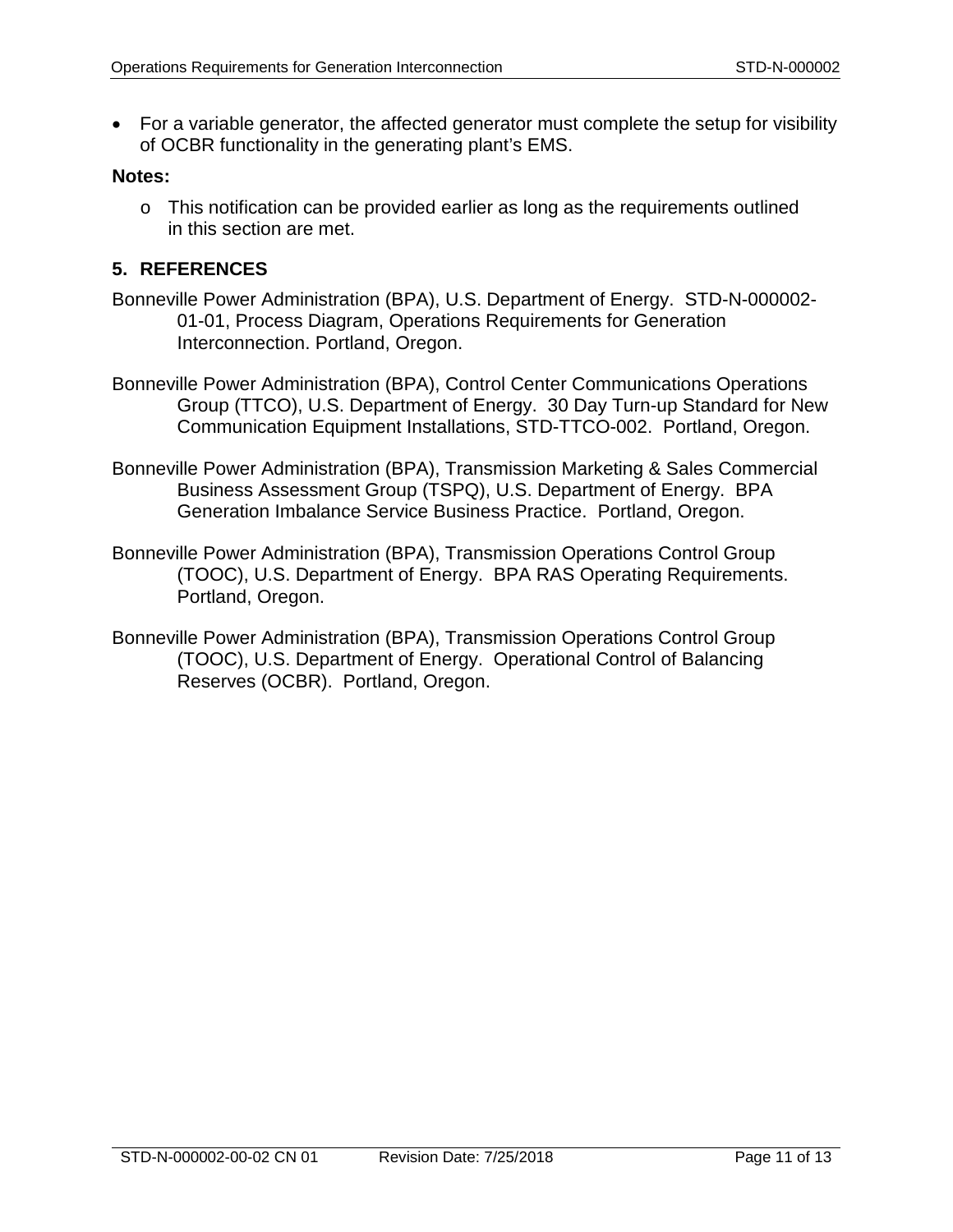- For a variable generator, the affected generator must complete the setup for visibility of OCBR functionality in the generating plant's EMS.

**Notes:**

- This notification can be provided earlier as long as the requirements outlined in this section are met.

## 5. REFERENCES

Bonneville Power Administration (BPA), U.S. Department of Energy. STD-N-000002-01-01, Process Diagram, Operations Requirements for Generation Interconnection. Portland, Oregon.

Bonneville Power Administration (BPA), Control Center Communications Operations Group (TTCO), U.S. Department of Energy. 30 Day Turn-up Standard for New Communication Equipment Installations, STD-TTCO-002. Portland, Oregon.

Bonneville Power Administration (BPA), Transmission Marketing & Sales Commercial Business Assessment Group (TSPQ), U.S. Department of Energy. BPA Generation Imbalance Service Business Practice. Portland, Oregon.

Bonneville Power Administration (BPA), Transmission Operations Control Group (TOOC), U.S. Department of Energy. BPA RAS Operating Requirements. Portland, Oregon.

Bonneville Power Administration (BPA), Transmission Operations Control Group (TOOC), U.S. Department of Energy. Operational Control of Balancing Reserves (OCBR). Portland, Oregon.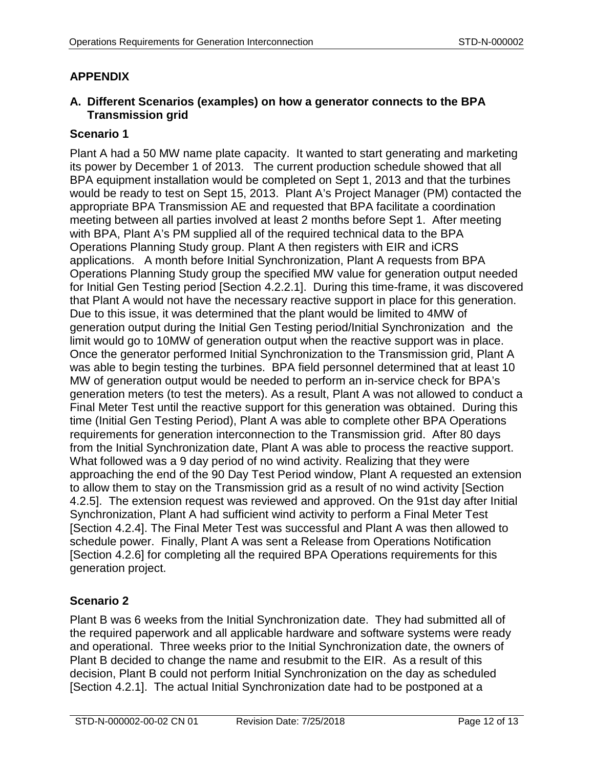## APPENDIX

### A. Different Scenarios (examples) on how a generator connects to the BPA Transmission grid

#### Scenario 1

Plant A had a 50 MW name plate capacity. It wanted to start generating and marketing its power by December 1 of 2013. The current production schedule showed that all BPA equipment installation would be completed on Sept 1, 2013 and that the turbines would be ready to test on Sept 15, 2013. Plant A's Project Manager (PM) contacted the appropriate BPA Transmission AE and requested that BPA facilitate a coordination meeting between all parties involved at least 2 months before Sept 1. After meeting with BPA, Plant A's PM supplied all of the required technical data to the BPA Operations Planning Study group. Plant A then registers with EIR and iCRS applications. A month before Initial Synchronization, Plant A requests from BPA Operations Planning Study group the specified MW value for generation output needed for Initial Gen Testing period [Section 4.2.2.1]. During this time-frame, it was discovered that Plant A would not have the necessary reactive support in place for this generation. Due to this issue, it was determined that the plant would be limited to 4MW of generation output during the Initial Gen Testing period/Initial Synchronization and the limit would go to 10MW of generation output when the reactive support was in place. Once the generator performed Initial Synchronization to the Transmission grid, Plant A was able to begin testing the turbines. BPA field personnel determined that at least 10 MW of generation output would be needed to perform an in-service check for BPA's generation meters (to test the meters). As a result, Plant A was not allowed to conduct a Final Meter Test until the reactive support for this generation was obtained. During this time (Initial Gen Testing Period), Plant A was able to complete other BPA Operations requirements for generation interconnection to the Transmission grid. After 80 days from the Initial Synchronization date, Plant A was able to process the reactive support. What followed was a 9 day period of no wind activity. Realizing that they were approaching the end of the 90 Day Test Period window, Plant A requested an extension to allow them to stay on the Transmission grid as a result of no wind activity [Section 4.2.5]. The extension request was reviewed and approved. On the 91st day after Initial Synchronization, Plant A had sufficient wind activity to perform a Final Meter Test [Section 4.2.4]. The Final Meter Test was successful and Plant A was then allowed to schedule power. Finally, Plant A was sent a Release from Operations Notification [Section 4.2.6] for completing all the required BPA Operations requirements for this generation project.

#### Scenario 2

Plant B was 6 weeks from the Initial Synchronization date. They had submitted all of the required paperwork and all applicable hardware and software systems were ready and operational. Three weeks prior to the Initial Synchronization date, the owners of Plant B decided to change the name and resubmit to the EIR. As a result of this decision, Plant B could not perform Initial Synchronization on the day as scheduled [Section 4.2.1]. The actual Initial Synchronization date had to be postponed at a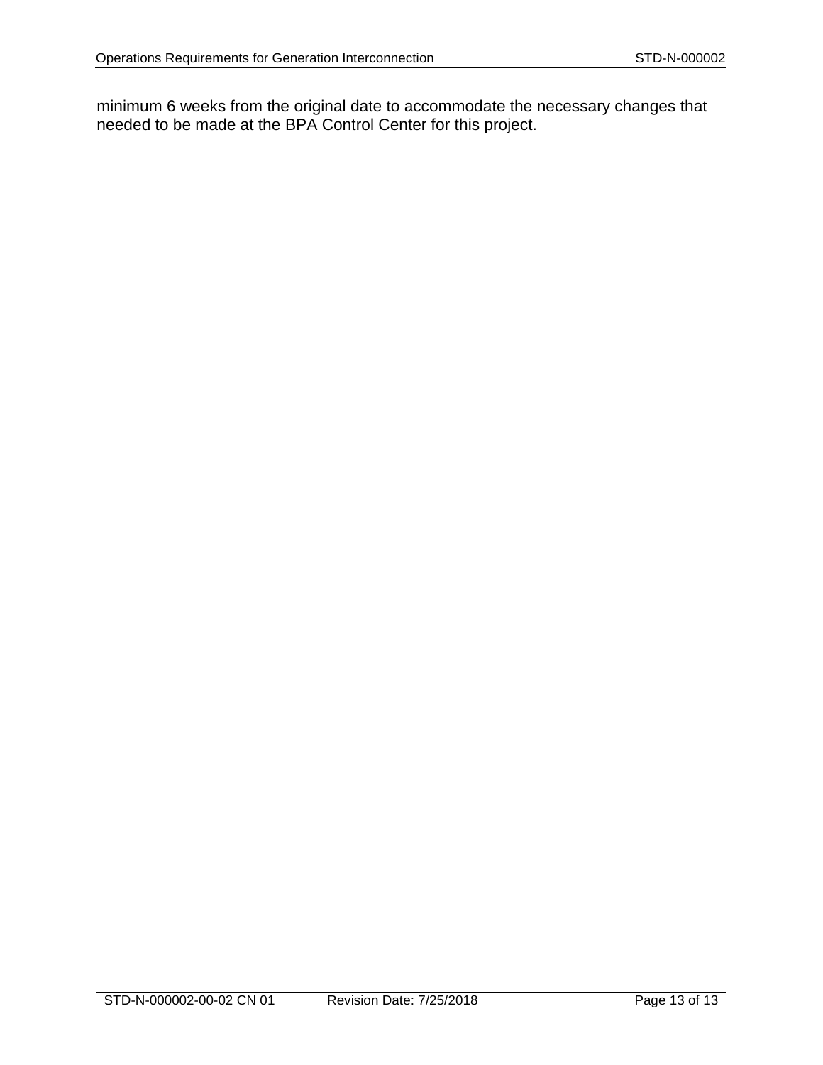minimum 6 weeks from the original date to accommodate the necessary changes that needed to be made at the BPA Control Center for this project.